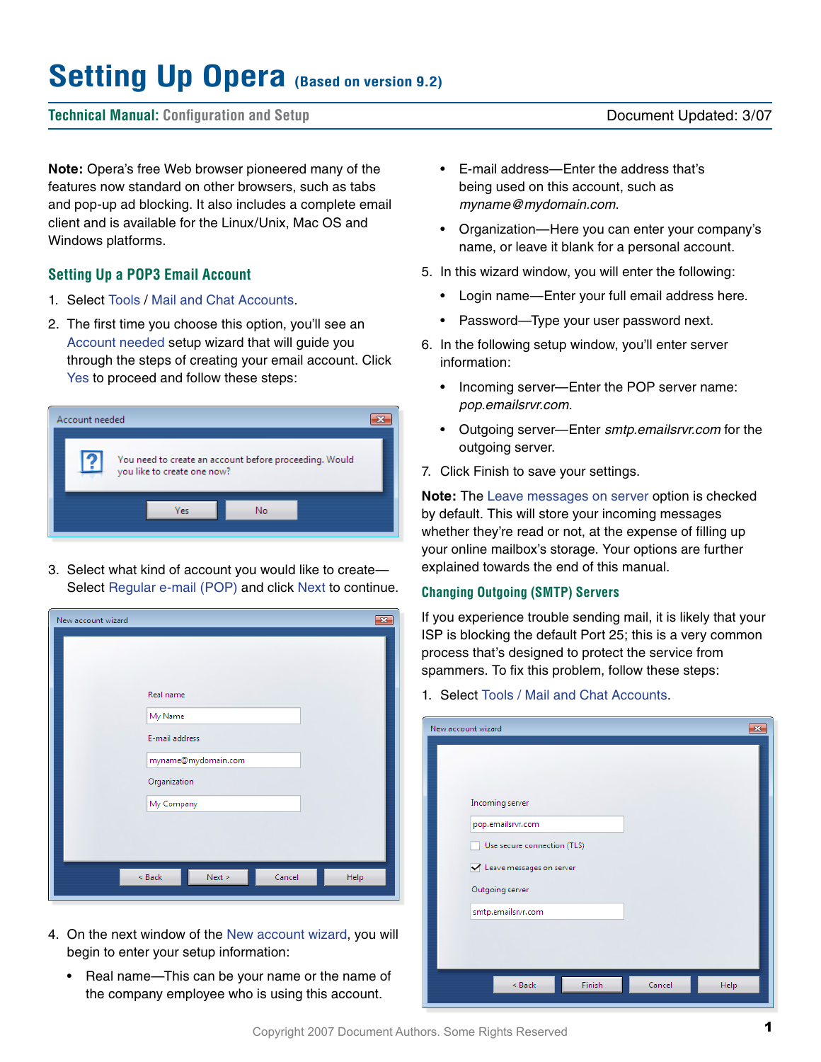# Setting Up Opera (Based on version 9.2)

**Technical Manual:** Configuration and Setup

Document Updated: 3/07

**Note:** Opera's free Web browser pioneered many of the features now standard on other browsers, such as tabs and pop-up ad blocking. It also includes a complete email client and is available for the Linux/Unix, Mac OS and Windows platforms.

## Setting Up a POP3 Email Account

1. Select Tools / Mail and Chat Accounts.
2. The first time you choose this option, you'll see an Account needed setup wizard that will guide you through the steps of creating your email account. Click Yes to proceed and follow these steps:
3. Select what kind of account you would like to create—Select Regular e-mail (POP) and click Next to continue.
4. On the next window of the New account wizard, you will begin to enter your setup information:
   - Real name—This can be your name or the name of the company employee who is using this account.
   - E-mail address—Enter the address that's being used on this account, such as *myname@mydomain.com*.
   - Organization—Here you can enter your company's name, or leave it blank for a personal account.
5. In this wizard window, you will enter the following:
   - Login name—Enter your full email address here.
   - Password—Type your user password next.
6. In the following setup window, you'll enter server information:
   - Incoming server—Enter the POP server name: *pop.emailsrvr.com*.
   - Outgoing server—Enter *smtp.emailsrvr.com* for the outgoing server.
7. Click Finish to save your settings.

**Note:** The Leave messages on server option is checked by default. This will store your incoming messages whether they're read or not, at the expense of filling up your online mailbox's storage. Your options are further explained towards the end of this manual.

## Changing Outgoing (SMTP) Servers

If you experience trouble sending mail, it is likely that your ISP is blocking the default Port 25; this is a very common process that's designed to protect the service from spammers. To fix this problem, follow these steps:

1. Select Tools / Mail and Chat Accounts.

Copyright 2007 Document Authors. Some Rights Reserved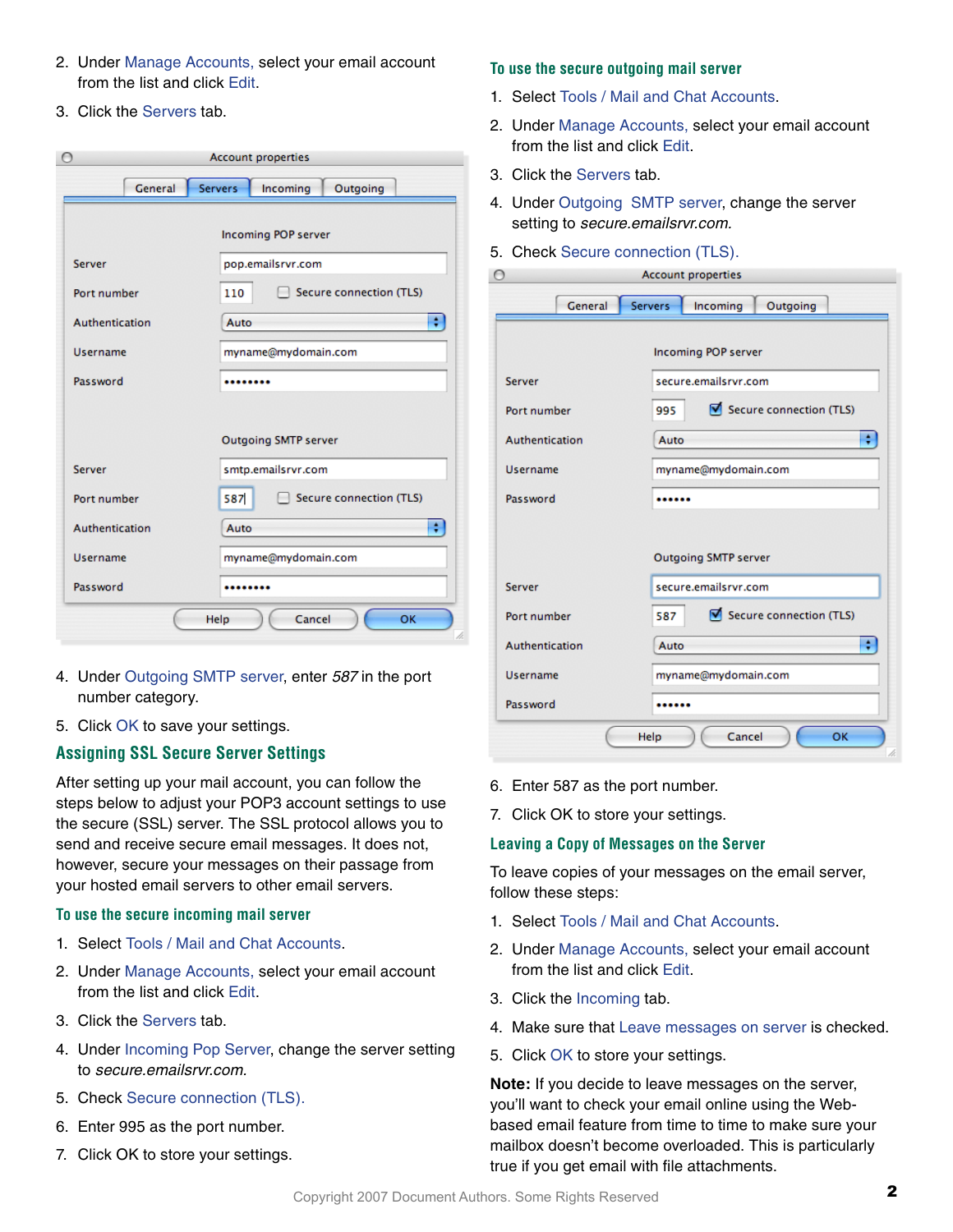2. Under Manage Accounts, select your email account from the list and click Edit.
3. Click the Servers tab.
4. Under Outgoing SMTP server, enter *587* in the port number category.
5. Click OK to save your settings.

## Assigning SSL Secure Server Settings

After setting up your mail account, you can follow the steps below to adjust your POP3 account settings to use the secure (SSL) server. The SSL protocol allows you to send and receive secure email messages. It does not, however, secure your messages on their passage from your hosted email servers to other email servers.

### To use the secure incoming mail server

1. Select Tools / Mail and Chat Accounts.
2. Under Manage Accounts, select your email account from the list and click Edit.
3. Click the Servers tab.
4. Under Incoming Pop Server, change the server setting to *secure.emailsrvr.com*.
5. Check Secure connection (TLS).
6. Enter 995 as the port number.
7. Click OK to store your settings.

### To use the secure outgoing mail server

1. Select Tools / Mail and Chat Accounts.
2. Under Manage Accounts, select your email account from the list and click Edit.
3. Click the Servers tab.
4. Under Outgoing SMTP server, change the server setting to *secure.emailsrvr.com.*
5. Check Secure connection (TLS).
6. Enter 587 as the port number.
7. Click OK to store your settings.

## Leaving a Copy of Messages on the Server

To leave copies of your messages on the email server, follow these steps:

1. Select Tools / Mail and Chat Accounts.
2. Under Manage Accounts, select your email account from the list and click Edit.
3. Click the Incoming tab.
4. Make sure that Leave messages on server is checked.
5. Click OK to store your settings.

**Note:** If you decide to leave messages on the server, you'll want to check your email online using the Web-based email feature from time to time to make sure your mailbox doesn't become overloaded. This is particularly true if you get email with file attachments.